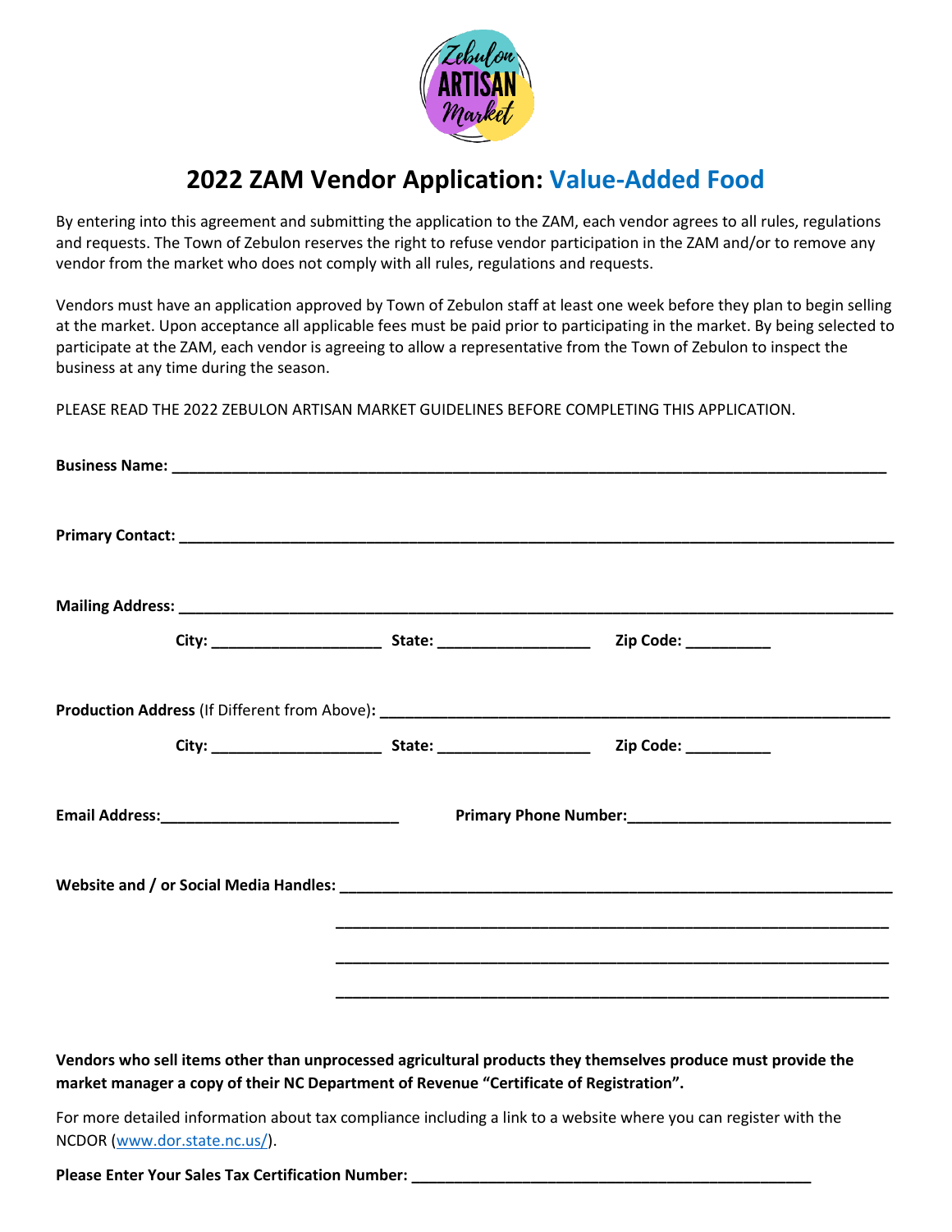# 2022 ZAM Vendor Application: Value-Added Food

By entering into this agreement and submitting the application to the ZAM, each vendor agrees to all rules, regulations and requests. The Town of Zebulon reserves the right to refuse vendor participation in the ZAM and/or to remove any vendor from the market who does not comply with all rules, regulations and requests.

Vendors must have an application approved by Town of Zebulon staff at least one week before they plan to begin selling at the market. Upon acceptance all applicable fees must be paid prior to participating in the market. By being selected to participate at the ZAM, each vendor is agreeing to allow a representative from the Town of Zebulon to inspect the business at any time during the season.

PLEASE READ THE 2022 ZEBULON ARTISAN MARKET GUIDELINES BEFORE COMPLETING THIS APPLICATION.

**Business Name:** ______________________________________________

**Primary Contact:** ______________________________________________

**Mailing Address:** ______________________________________________

**City:** ____________________ **State:** __________________ **Zip Code:** __________

**Production Address** (If Different from Above)**:** ______________________________________________

**City:** ____________________ **State:** __________________ **Zip Code:** __________

**Email Address:**____________________________ **Primary Phone Number:**______________________________

**Website and / or Social Media Handles:** ______________________________________________

______________________________________________

______________________________________________

______________________________________________

**Vendors who sell items other than unprocessed agricultural products they themselves produce must provide the market manager a copy of their NC Department of Revenue "Certificate of Registration".**

For more detailed information about tax compliance including a link to a website where you can register with the NCDOR (www.dor.state.nc.us/).

**Please Enter Your Sales Tax Certification Number:** ______________________________________________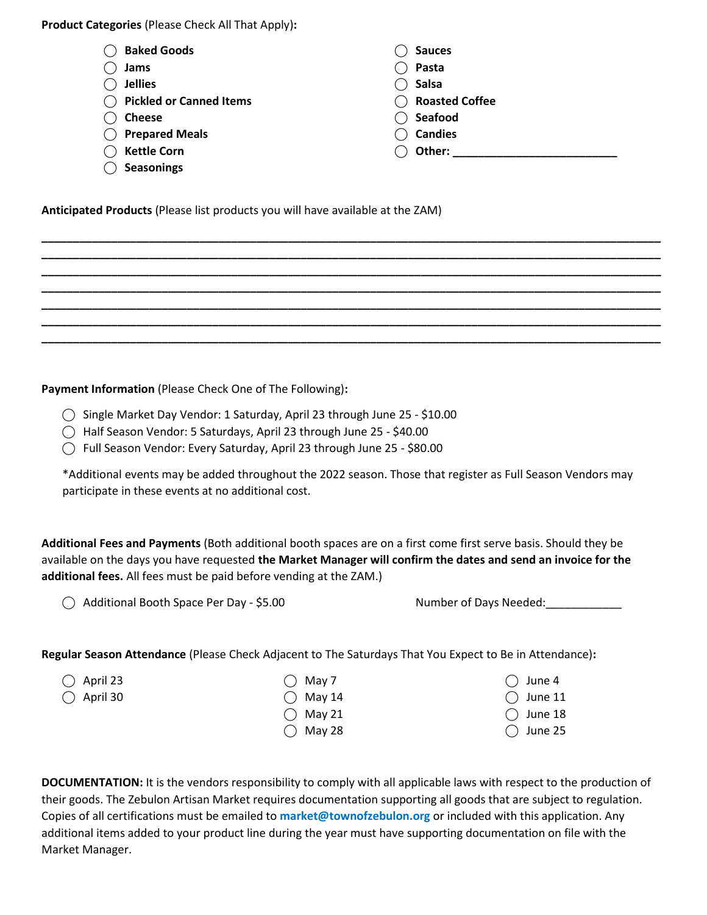**Product Categories** (Please Check All That Apply)**:**

- ◯ **Baked Goods**
- ◯ **Jams**
- ◯ **Jellies**
- ◯ **Pickled or Canned Items**
- ◯ **Cheese**
- ◯ **Prepared Meals**
- ◯ **Kettle Corn**
- ◯ **Seasonings**
- ◯ **Sauces**
- ◯ **Pasta**
- ◯ **Salsa**
- ◯ **Roasted Coffee**
- ◯ **Seafood**
- ◯ **Candies**
- ◯ **Other: ___________________________**

**Anticipated Products** (Please list products you will have available at the ZAM)

_____________________________________________________________________________________________
_____________________________________________________________________________________________
_____________________________________________________________________________________________
_____________________________________________________________________________________________
_____________________________________________________________________________________________
_____________________________________________________________________________________________
_____________________________________________________________________________________________

**Payment Information** (Please Check One of The Following)**:**

- ◯ Single Market Day Vendor: 1 Saturday, April 23 through June 25 - $10.00
- ◯ Half Season Vendor: 5 Saturdays, April 23 through June 25 - $40.00
- ◯ Full Season Vendor: Every Saturday, April 23 through June 25 - $80.00

*Additional events may be added throughout the 2022 season. Those that register as Full Season Vendors may participate in these events at no additional cost.

**Additional Fees and Payments** (Both additional booth spaces are on a first come first serve basis. Should they be available on the days you have requested **the Market Manager will confirm the dates and send an invoice for the additional fees.** All fees must be paid before vending at the ZAM.)

◯ Additional Booth Space Per Day - $5.00 Number of Days Needed:____________

**Regular Season Attendance** (Please Check Adjacent to The Saturdays That You Expect to Be in Attendance)**:**

- ◯ April 23
- ◯ April 30
- ◯ May 7
- ◯ May 14
- ◯ May 21
- ◯ May 28
- ◯ June 4
- ◯ June 11
- ◯ June 18
- ◯ June 25

**DOCUMENTATION:** It is the vendors responsibility to comply with all applicable laws with respect to the production of their goods. The Zebulon Artisan Market requires documentation supporting all goods that are subject to regulation. Copies of all certifications must be emailed to market@townofzebulon.org or included with this application. Any additional items added to your product line during the year must have supporting documentation on file with the Market Manager.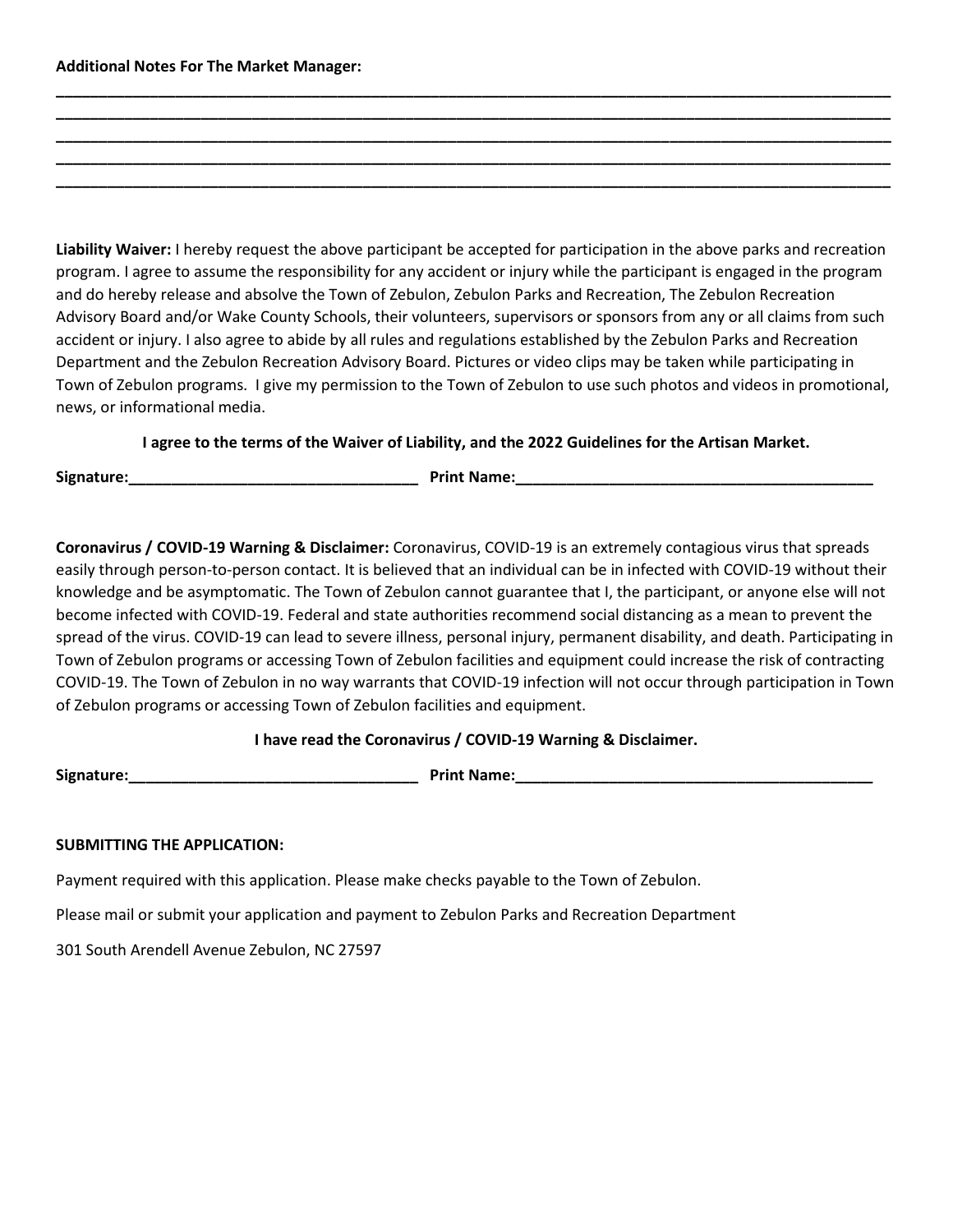**Additional Notes For The Market Manager:**

____________________________________________________________________________________________________
____________________________________________________________________________________________________
____________________________________________________________________________________________________
____________________________________________________________________________________________________
____________________________________________________________________________________________________

**Liability Waiver:** I hereby request the above participant be accepted for participation in the above parks and recreation program. I agree to assume the responsibility for any accident or injury while the participant is engaged in the program and do hereby release and absolve the Town of Zebulon, Zebulon Parks and Recreation, The Zebulon Recreation Advisory Board and/or Wake County Schools, their volunteers, supervisors or sponsors from any or all claims from such accident or injury. I also agree to abide by all rules and regulations established by the Zebulon Parks and Recreation Department and the Zebulon Recreation Advisory Board. Pictures or video clips may be taken while participating in Town of Zebulon programs. I give my permission to the Town of Zebulon to use such photos and videos in promotional, news, or informational media.

**I agree to the terms of the Waiver of Liability, and the 2022 Guidelines for the Artisan Market.**

**Signature:**__________________________________ **Print Name:**___________________________________________

**Coronavirus / COVID-19 Warning & Disclaimer:** Coronavirus, COVID-19 is an extremely contagious virus that spreads easily through person-to-person contact. It is believed that an individual can be in infected with COVID-19 without their knowledge and be asymptomatic. The Town of Zebulon cannot guarantee that I, the participant, or anyone else will not become infected with COVID-19. Federal and state authorities recommend social distancing as a mean to prevent the spread of the virus. COVID-19 can lead to severe illness, personal injury, permanent disability, and death. Participating in Town of Zebulon programs or accessing Town of Zebulon facilities and equipment could increase the risk of contracting COVID-19. The Town of Zebulon in no way warrants that COVID-19 infection will not occur through participation in Town of Zebulon programs or accessing Town of Zebulon facilities and equipment.

**I have read the Coronavirus / COVID-19 Warning & Disclaimer.**

**Signature:**__________________________________ **Print Name:**___________________________________________

**SUBMITTING THE APPLICATION:**

Payment required with this application. Please make checks payable to the Town of Zebulon.

Please mail or submit your application and payment to Zebulon Parks and Recreation Department

301 South Arendell Avenue Zebulon, NC 27597